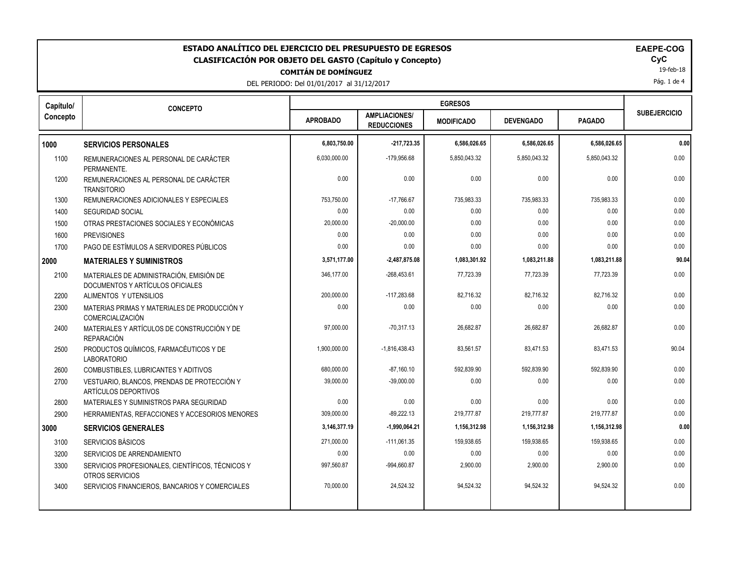# ESTADO ANALÍTICO DEL EJERCICIO DEL PRESUPUESTO DE EGRESOS
## CLASIFICACIÓN POR OBJETO DEL GASTO (Capítulo y Concepto)
### COMITÁN DE DOMÍNGUEZ

DEL PERIODO: Del 01/01/2017 al 31/12/2017

**EAEPE-COG**
**CyC**
19-feb-18

| Capítulo/ Concepto | CONCEPTO | EGRESOS | | | | | SUBEJERCICIO |
|---|---|---|---|---|---|---|---|
| | | APROBADO | AMPLIACIONES/ REDUCCIONES | MODIFICADO | DEVENGADO | PAGADO | |
| **1000** | **SERVICIOS PERSONALES** | **6,803,750.00** | **-217,723.35** | **6,586,026.65** | **6,586,026.65** | **6,586,026.65** | **0.00** |
| 1100 | REMUNERACIONES AL PERSONAL DE CARÁCTER PERMANENTE. | 6,030,000.00 | -179,956.68 | 5,850,043.32 | 5,850,043.32 | 5,850,043.32 | 0.00 |
| 1200 | REMUNERACIONES AL PERSONAL DE CARÁCTER TRANSITORIO | 0.00 | 0.00 | 0.00 | 0.00 | 0.00 | 0.00 |
| 1300 | REMUNERACIONES ADICIONALES Y ESPECIALES | 753,750.00 | -17,766.67 | 735,983.33 | 735,983.33 | 735,983.33 | 0.00 |
| 1400 | SEGURIDAD SOCIAL | 0.00 | 0.00 | 0.00 | 0.00 | 0.00 | 0.00 |
| 1500 | OTRAS PRESTACIONES SOCIALES Y ECONÓMICAS | 20,000.00 | -20,000.00 | 0.00 | 0.00 | 0.00 | 0.00 |
| 1600 | PREVISIONES | 0.00 | 0.00 | 0.00 | 0.00 | 0.00 | 0.00 |
| 1700 | PAGO DE ESTÍMULOS A SERVIDORES PÚBLICOS | 0.00 | 0.00 | 0.00 | 0.00 | 0.00 | 0.00 |
| **2000** | **MATERIALES Y SUMINISTROS** | **3,571,177.00** | **-2,487,875.08** | **1,083,301.92** | **1,083,211.88** | **1,083,211.88** | **90.04** |
| 2100 | MATERIALES DE ADMINISTRACIÓN, EMISIÓN DE DOCUMENTOS Y ARTÍCULOS OFICIALES | 346,177.00 | -268,453.61 | 77,723.39 | 77,723.39 | 77,723.39 | 0.00 |
| 2200 | ALIMENTOS Y UTENSILIOS | 200,000.00 | -117,283.68 | 82,716.32 | 82,716.32 | 82,716.32 | 0.00 |
| 2300 | MATERIAS PRIMAS Y MATERIALES DE PRODUCCIÓN Y COMERCIALIZACIÓN | 0.00 | 0.00 | 0.00 | 0.00 | 0.00 | 0.00 |
| 2400 | MATERIALES Y ARTÍCULOS DE CONSTRUCCIÓN Y DE REPARACIÓN | 97,000.00 | -70,317.13 | 26,682.87 | 26,682.87 | 26,682.87 | 0.00 |
| 2500 | PRODUCTOS QUÍMICOS, FARMACÉUTICOS Y DE LABORATORIO | 1,900,000.00 | -1,816,438.43 | 83,561.57 | 83,471.53 | 83,471.53 | 90.04 |
| 2600 | COMBUSTIBLES, LUBRICANTES Y ADITIVOS | 680,000.00 | -87,160.10 | 592,839.90 | 592,839.90 | 592,839.90 | 0.00 |
| 2700 | VESTUARIO, BLANCOS, PRENDAS DE PROTECCIÓN Y ARTÍCULOS DEPORTIVOS | 39,000.00 | -39,000.00 | 0.00 | 0.00 | 0.00 | 0.00 |
| 2800 | MATERIALES Y SUMINISTROS PARA SEGURIDAD | 0.00 | 0.00 | 0.00 | 0.00 | 0.00 | 0.00 |
| 2900 | HERRAMIENTAS, REFACCIONES Y ACCESORIOS MENORES | 309,000.00 | -89,222.13 | 219,777.87 | 219,777.87 | 219,777.87 | 0.00 |
| **3000** | **SERVICIOS GENERALES** | **3,146,377.19** | **-1,990,064.21** | **1,156,312.98** | **1,156,312.98** | **1,156,312.98** | **0.00** |
| 3100 | SERVICIOS BÁSICOS | 271,000.00 | -111,061.35 | 159,938.65 | 159,938.65 | 159,938.65 | 0.00 |
| 3200 | SERVICIOS DE ARRENDAMIENTO | 0.00 | 0.00 | 0.00 | 0.00 | 0.00 | 0.00 |
| 3300 | SERVICIOS PROFESIONALES, CIENTÍFICOS, TÉCNICOS Y OTROS SERVICIOS | 997,560.87 | -994,660.87 | 2,900.00 | 2,900.00 | 2,900.00 | 0.00 |
| 3400 | SERVICIOS FINANCIEROS, BANCARIOS Y COMERCIALES | 70,000.00 | 24,524.32 | 94,524.32 | 94,524.32 | 94,524.32 | 0.00 |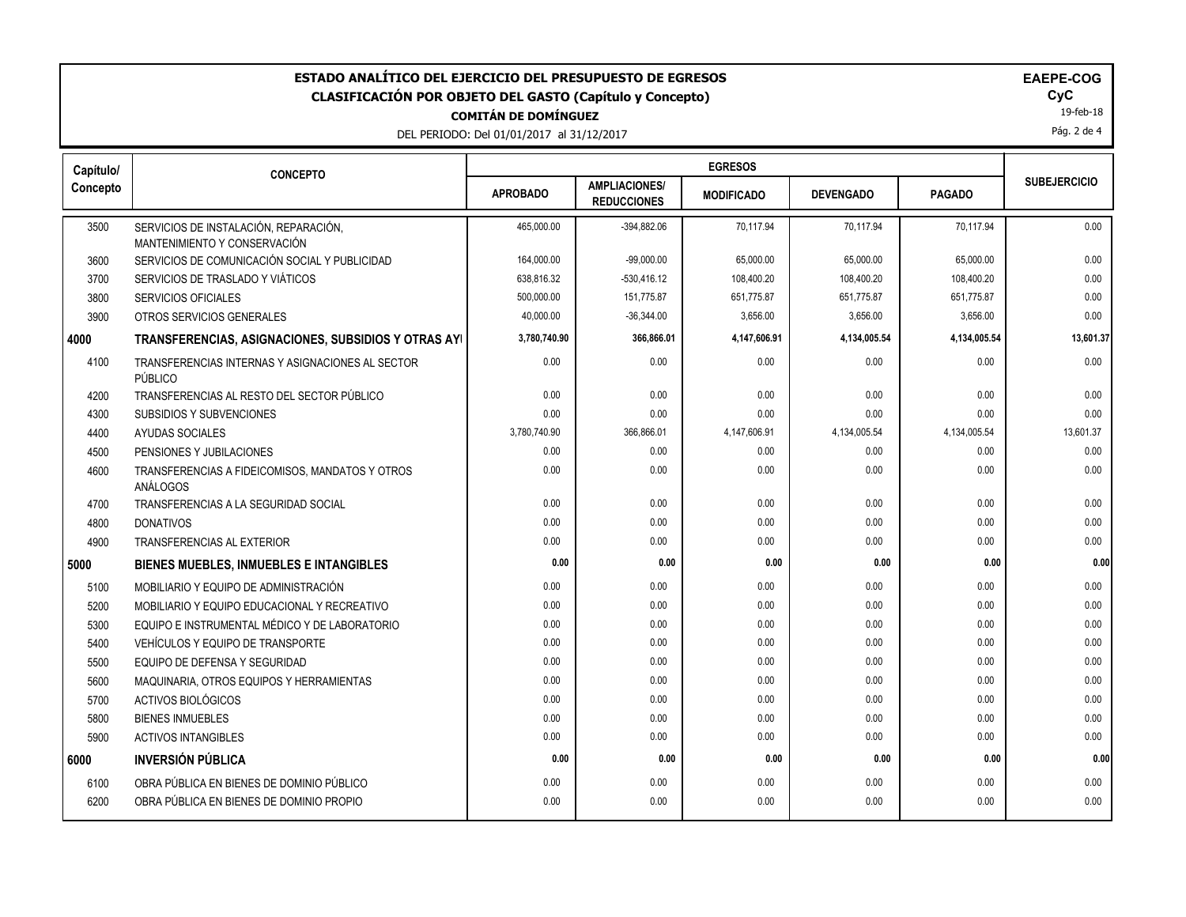# ESTADO ANALÍTICO DEL EJERCICIO DEL PRESUPUESTO DE EGRESOS
## CLASIFICACIÓN POR OBJETO DEL GASTO (Capítulo y Concepto)
### COMITÁN DE DOMÍNGUEZ

DEL PERIODO: Del 01/01/2017 al 31/12/2017

**EAEPE-COG**
**CyC**
19-feb-18

| Capítulo/ Concepto | CONCEPTO | EGRESOS | | | | | SUBEJERCICIO |
|---|---|---|---|---|---|---|---|
| | | APROBADO | AMPLIACIONES/ REDUCCIONES | MODIFICADO | DEVENGADO | PAGADO | |
| 3500 | SERVICIOS DE INSTALACIÓN, REPARACIÓN, MANTENIMIENTO Y CONSERVACIÓN | 465,000.00 | -394,882.06 | 70,117.94 | 70,117.94 | 70,117.94 | 0.00 |
| 3600 | SERVICIOS DE COMUNICACIÓN SOCIAL Y PUBLICIDAD | 164,000.00 | -99,000.00 | 65,000.00 | 65,000.00 | 65,000.00 | 0.00 |
| 3700 | SERVICIOS DE TRASLADO Y VIÁTICOS | 638,816.32 | -530,416.12 | 108,400.20 | 108,400.20 | 108,400.20 | 0.00 |
| 3800 | SERVICIOS OFICIALES | 500,000.00 | 151,775.87 | 651,775.87 | 651,775.87 | 651,775.87 | 0.00 |
| 3900 | OTROS SERVICIOS GENERALES | 40,000.00 | -36,344.00 | 3,656.00 | 3,656.00 | 3,656.00 | 0.00 |
| **4000** | **TRANSFERENCIAS, ASIGNACIONES, SUBSIDIOS Y OTRAS AYI** | **3,780,740.90** | **366,866.01** | **4,147,606.91** | **4,134,005.54** | **4,134,005.54** | **13,601.37** |
| 4100 | TRANSFERENCIAS INTERNAS Y ASIGNACIONES AL SECTOR PÚBLICO | 0.00 | 0.00 | 0.00 | 0.00 | 0.00 | 0.00 |
| 4200 | TRANSFERENCIAS AL RESTO DEL SECTOR PÚBLICO | 0.00 | 0.00 | 0.00 | 0.00 | 0.00 | 0.00 |
| 4300 | SUBSIDIOS Y SUBVENCIONES | 0.00 | 0.00 | 0.00 | 0.00 | 0.00 | 0.00 |
| 4400 | AYUDAS SOCIALES | 3,780,740.90 | 366,866.01 | 4,147,606.91 | 4,134,005.54 | 4,134,005.54 | 13,601.37 |
| 4500 | PENSIONES Y JUBILACIONES | 0.00 | 0.00 | 0.00 | 0.00 | 0.00 | 0.00 |
| 4600 | TRANSFERENCIAS A FIDEICOMISOS, MANDATOS Y OTROS ANÁLOGOS | 0.00 | 0.00 | 0.00 | 0.00 | 0.00 | 0.00 |
| 4700 | TRANSFERENCIAS A LA SEGURIDAD SOCIAL | 0.00 | 0.00 | 0.00 | 0.00 | 0.00 | 0.00 |
| 4800 | DONATIVOS | 0.00 | 0.00 | 0.00 | 0.00 | 0.00 | 0.00 |
| 4900 | TRANSFERENCIAS AL EXTERIOR | 0.00 | 0.00 | 0.00 | 0.00 | 0.00 | 0.00 |
| **5000** | **BIENES MUEBLES, INMUEBLES E INTANGIBLES** | **0.00** | **0.00** | **0.00** | **0.00** | **0.00** | **0.00** |
| 5100 | MOBILIARIO Y EQUIPO DE ADMINISTRACIÓN | 0.00 | 0.00 | 0.00 | 0.00 | 0.00 | 0.00 |
| 5200 | MOBILIARIO Y EQUIPO EDUCACIONAL Y RECREATIVO | 0.00 | 0.00 | 0.00 | 0.00 | 0.00 | 0.00 |
| 5300 | EQUIPO E INSTRUMENTAL MÉDICO Y DE LABORATORIO | 0.00 | 0.00 | 0.00 | 0.00 | 0.00 | 0.00 |
| 5400 | VEHÍCULOS Y EQUIPO DE TRANSPORTE | 0.00 | 0.00 | 0.00 | 0.00 | 0.00 | 0.00 |
| 5500 | EQUIPO DE DEFENSA Y SEGURIDAD | 0.00 | 0.00 | 0.00 | 0.00 | 0.00 | 0.00 |
| 5600 | MAQUINARIA, OTROS EQUIPOS Y HERRAMIENTAS | 0.00 | 0.00 | 0.00 | 0.00 | 0.00 | 0.00 |
| 5700 | ACTIVOS BIOLÓGICOS | 0.00 | 0.00 | 0.00 | 0.00 | 0.00 | 0.00 |
| 5800 | BIENES INMUEBLES | 0.00 | 0.00 | 0.00 | 0.00 | 0.00 | 0.00 |
| 5900 | ACTIVOS INTANGIBLES | 0.00 | 0.00 | 0.00 | 0.00 | 0.00 | 0.00 |
| **6000** | **INVERSIÓN PÚBLICA** | **0.00** | **0.00** | **0.00** | **0.00** | **0.00** | **0.00** |
| 6100 | OBRA PÚBLICA EN BIENES DE DOMINIO PÚBLICO | 0.00 | 0.00 | 0.00 | 0.00 | 0.00 | 0.00 |
| 6200 | OBRA PÚBLICA EN BIENES DE DOMINIO PROPIO | 0.00 | 0.00 | 0.00 | 0.00 | 0.00 | 0.00 |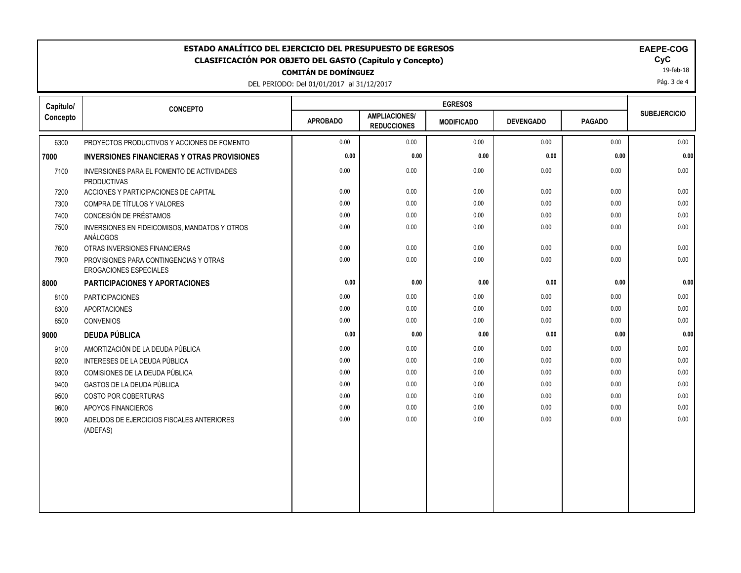# ESTADO ANALÍTICO DEL EJERCICIO DEL PRESUPUESTO DE EGRESOS
## CLASIFICACIÓN POR OBJETO DEL GASTO (Capítulo y Concepto)
### COMITÁN DE DOMÍNGUEZ

DEL PERIODO: Del 01/01/2017 al 31/12/2017

**EAEPE-COG**
**CyC**
19-feb-18

| Capítulo/ Concepto | CONCEPTO | EGRESOS | | | | | SUBEJERCICIO |
|---|---|---|---|---|---|---|---|
| | | APROBADO | AMPLIACIONES/ REDUCCIONES | MODIFICADO | DEVENGADO | PAGADO | |
| 6300 | PROYECTOS PRODUCTIVOS Y ACCIONES DE FOMENTO | 0.00 | 0.00 | 0.00 | 0.00 | 0.00 | 0.00 |
| **7000** | **INVERSIONES FINANCIERAS Y OTRAS PROVISIONES** | **0.00** | **0.00** | **0.00** | **0.00** | **0.00** | **0.00** |
| 7100 | INVERSIONES PARA EL FOMENTO DE ACTIVIDADES PRODUCTIVAS | 0.00 | 0.00 | 0.00 | 0.00 | 0.00 | 0.00 |
| 7200 | ACCIONES Y PARTICIPACIONES DE CAPITAL | 0.00 | 0.00 | 0.00 | 0.00 | 0.00 | 0.00 |
| 7300 | COMPRA DE TÍTULOS Y VALORES | 0.00 | 0.00 | 0.00 | 0.00 | 0.00 | 0.00 |
| 7400 | CONCESIÓN DE PRÉSTAMOS | 0.00 | 0.00 | 0.00 | 0.00 | 0.00 | 0.00 |
| 7500 | INVERSIONES EN FIDEICOMISOS, MANDATOS Y OTROS ANÁLOGOS | 0.00 | 0.00 | 0.00 | 0.00 | 0.00 | 0.00 |
| 7600 | OTRAS INVERSIONES FINANCIERAS | 0.00 | 0.00 | 0.00 | 0.00 | 0.00 | 0.00 |
| 7900 | PROVISIONES PARA CONTINGENCIAS Y OTRAS EROGACIONES ESPECIALES | 0.00 | 0.00 | 0.00 | 0.00 | 0.00 | 0.00 |
| **8000** | **PARTICIPACIONES Y APORTACIONES** | **0.00** | **0.00** | **0.00** | **0.00** | **0.00** | **0.00** |
| 8100 | PARTICIPACIONES | 0.00 | 0.00 | 0.00 | 0.00 | 0.00 | 0.00 |
| 8300 | APORTACIONES | 0.00 | 0.00 | 0.00 | 0.00 | 0.00 | 0.00 |
| 8500 | CONVENIOS | 0.00 | 0.00 | 0.00 | 0.00 | 0.00 | 0.00 |
| **9000** | **DEUDA PÚBLICA** | **0.00** | **0.00** | **0.00** | **0.00** | **0.00** | **0.00** |
| 9100 | AMORTIZACIÓN DE LA DEUDA PÚBLICA | 0.00 | 0.00 | 0.00 | 0.00 | 0.00 | 0.00 |
| 9200 | INTERESES DE LA DEUDA PÚBLICA | 0.00 | 0.00 | 0.00 | 0.00 | 0.00 | 0.00 |
| 9300 | COMISIONES DE LA DEUDA PÚBLICA | 0.00 | 0.00 | 0.00 | 0.00 | 0.00 | 0.00 |
| 9400 | GASTOS DE LA DEUDA PÚBLICA | 0.00 | 0.00 | 0.00 | 0.00 | 0.00 | 0.00 |
| 9500 | COSTO POR COBERTURAS | 0.00 | 0.00 | 0.00 | 0.00 | 0.00 | 0.00 |
| 9600 | APOYOS FINANCIEROS | 0.00 | 0.00 | 0.00 | 0.00 | 0.00 | 0.00 |
| 9900 | ADEUDOS DE EJERCICIOS FISCALES ANTERIORES (ADEFAS) | 0.00 | 0.00 | 0.00 | 0.00 | 0.00 | 0.00 |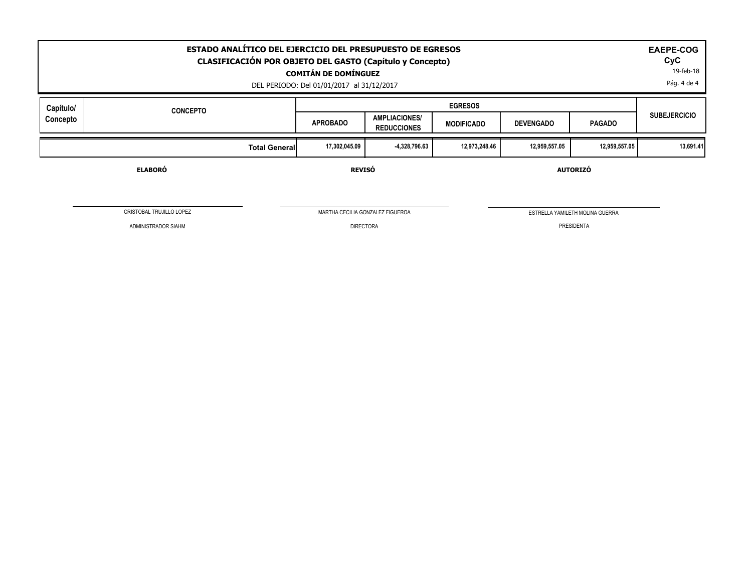# ESTADO ANALÍTICO DEL EJERCICIO DEL PRESUPUESTO DE EGRESOS
## CLASIFICACIÓN POR OBJETO DEL GASTO (Capítulo y Concepto)
### COMITÁN DE DOMÍNGUEZ

DEL PERIODO: Del 01/01/2017 al 31/12/2017

**EAEPE-COG**
**CyC**
19-feb-18

| Capítulo/ Concepto | CONCEPTO | EGRESOS | | | | | SUBEJERCICIO |
|---|---|---|---|---|---|---|---|
| | | APROBADO | AMPLIACIONES/ REDUCCIONES | MODIFICADO | DEVENGADO | PAGADO | |
| | **Total General** | **17,302,045.09** | **-4,328,796.63** | **12,973,248.46** | **12,959,557.05** | **12,959,557.05** | **13,691.41** |

| ELABORÓ | REVISÓ | AUTORIZÓ |
|---|---|---|
| CRISTOBAL TRUJILLO LOPEZ | MARTHA CECILIA GONZALEZ FIGUEROA | ESTRELLA YAMILETH MOLINA GUERRA |
| ADMINISTRADOR SIAHM | DIRECTORA | PRESIDENTA |